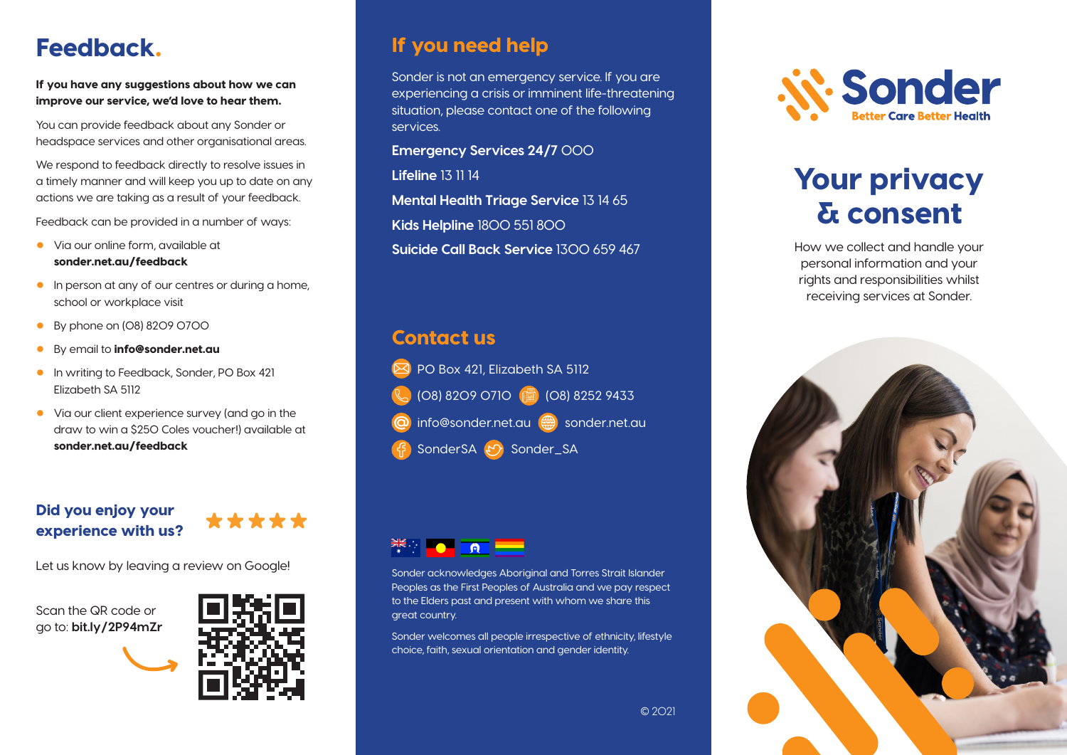## Feedback.

**If you have any suggestions about how we can improve our service, we'd love to hear them.**

You can provide feedback about any Sonder or headspace services and other organisational areas.

We respond to feedback directly to resolve issues in a timely manner and will keep you up to date on any actions we are taking as a result of your feedback.

Feedback can be provided in a number of ways:

- Via our online form, available at **sonder.net.au/feedback**
- In person at any of our centres or during a home, school or workplace visit
- By phone on (08) 8209 0700
- By email to **info@sonder.net.au**
- In writing to Feedback, Sonder, PO Box 421 Elizabeth SA 5112
- Via our client experience survey (and go in the draw to win a $250 Coles voucher!) available at **sonder.net.au/feedback**

### Did you enjoy your experience with us?

★★★★★

Let us know by leaving a review on Google!

Scan the QR code or go to: **bit.ly/2P94mZr**

## If you need help

Sonder is not an emergency service. If you are experiencing a crisis or imminent life-threatening situation, please contact one of the following services.

**Emergency Services 24/7** 000

**Lifeline** 13 11 14

**Mental Health Triage Service** 13 14 65

**Kids Helpline** 1800 551 800

**Suicide Call Back Service** 1300 659 467

## Contact us

PO Box 421, Elizabeth SA 5112

(08) 8209 0710 (08) 8252 9433

info@sonder.net.au sonder.net.au

SonderSA Sonder_SA

Sonder acknowledges Aboriginal and Torres Strait Islander Peoples as the First Peoples of Australia and we pay respect to the Elders past and present with whom we share this great country.

Sonder welcomes all people irrespective of ethnicity, lifestyle choice, faith, sexual orientation and gender identity.

© 2021

Sonder
Better Care Better Health

# Your privacy & consent

How we collect and handle your personal information and your rights and responsibilities whilst receiving services at Sonder.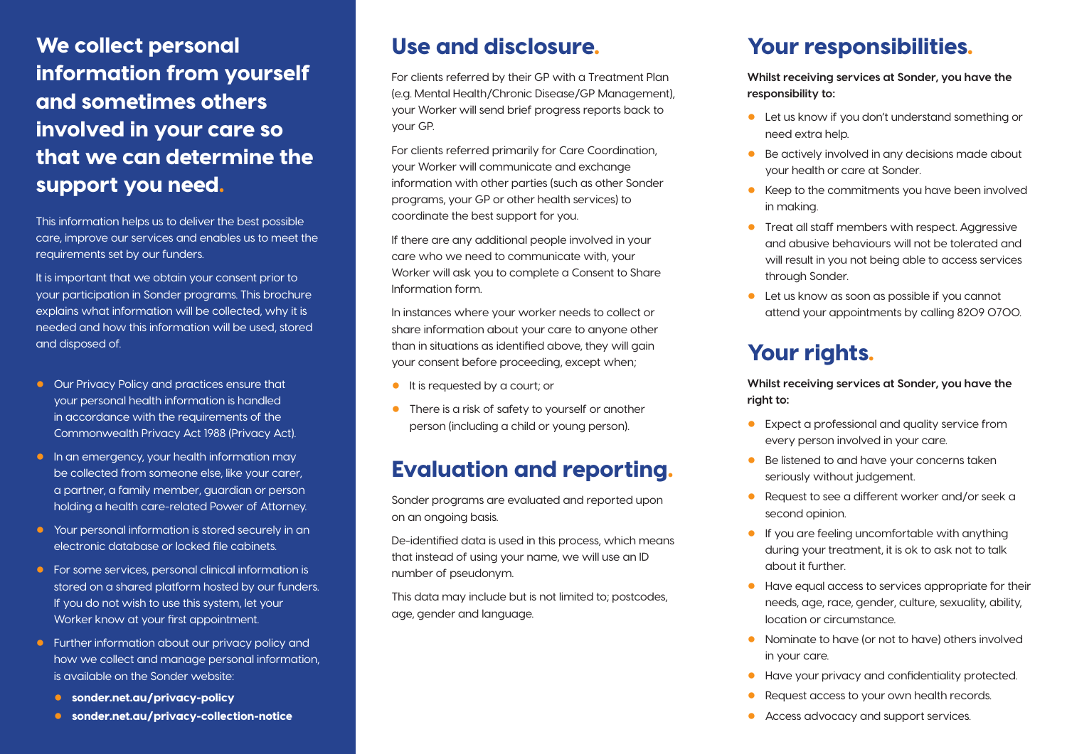## We collect personal information from yourself and sometimes others involved in your care so that we can determine the support you need.

This information helps us to deliver the best possible care, improve our services and enables us to meet the requirements set by our funders.

It is important that we obtain your consent prior to your participation in Sonder programs. This brochure explains what information will be collected, why it is needed and how this information will be used, stored and disposed of.

- Our Privacy Policy and practices ensure that your personal health information is handled in accordance with the requirements of the Commonwealth Privacy Act 1988 (Privacy Act).
- In an emergency, your health information may be collected from someone else, like your carer, a partner, a family member, guardian or person holding a health care-related Power of Attorney.
- Your personal information is stored securely in an electronic database or locked file cabinets.
- For some services, personal clinical information is stored on a shared platform hosted by our funders. If you do not wish to use this system, let your Worker know at your first appointment.
- Further information about our privacy policy and how we collect and manage personal information, is available on the Sonder website:
  - **sonder.net.au/privacy-policy**
  - **sonder.net.au/privacy-collection-notice**

## Use and disclosure.

For clients referred by their GP with a Treatment Plan (e.g. Mental Health/Chronic Disease/GP Management), your Worker will send brief progress reports back to your GP.

For clients referred primarily for Care Coordination, your Worker will communicate and exchange information with other parties (such as other Sonder programs, your GP or other health services) to coordinate the best support for you.

If there are any additional people involved in your care who we need to communicate with, your Worker will ask you to complete a Consent to Share Information form.

In instances where your worker needs to collect or share information about your care to anyone other than in situations as identified above, they will gain your consent before proceeding, except when;

- It is requested by a court; or
- There is a risk of safety to yourself or another person (including a child or young person).

## Evaluation and reporting.

Sonder programs are evaluated and reported upon on an ongoing basis.

De-identified data is used in this process, which means that instead of using your name, we will use an ID number of pseudonym.

This data may include but is not limited to; postcodes, age, gender and language.

## Your responsibilities.

**Whilst receiving services at Sonder, you have the responsibility to:**

- Let us know if you don't understand something or need extra help.
- Be actively involved in any decisions made about your health or care at Sonder.
- Keep to the commitments you have been involved in making.
- Treat all staff members with respect. Aggressive and abusive behaviours will not be tolerated and will result in you not being able to access services through Sonder.
- Let us know as soon as possible if you cannot attend your appointments by calling 8209 0700.

## Your rights.

**Whilst receiving services at Sonder, you have the right to:**

- Expect a professional and quality service from every person involved in your care.
- Be listened to and have your concerns taken seriously without judgement.
- Request to see a different worker and/or seek a second opinion.
- If you are feeling uncomfortable with anything during your treatment, it is ok to ask not to talk about it further.
- Have equal access to services appropriate for their needs, age, race, gender, culture, sexuality, ability, location or circumstance.
- Nominate to have (or not to have) others involved in your care.
- Have your privacy and confidentiality protected.
- Request access to your own health records.
- Access advocacy and support services.